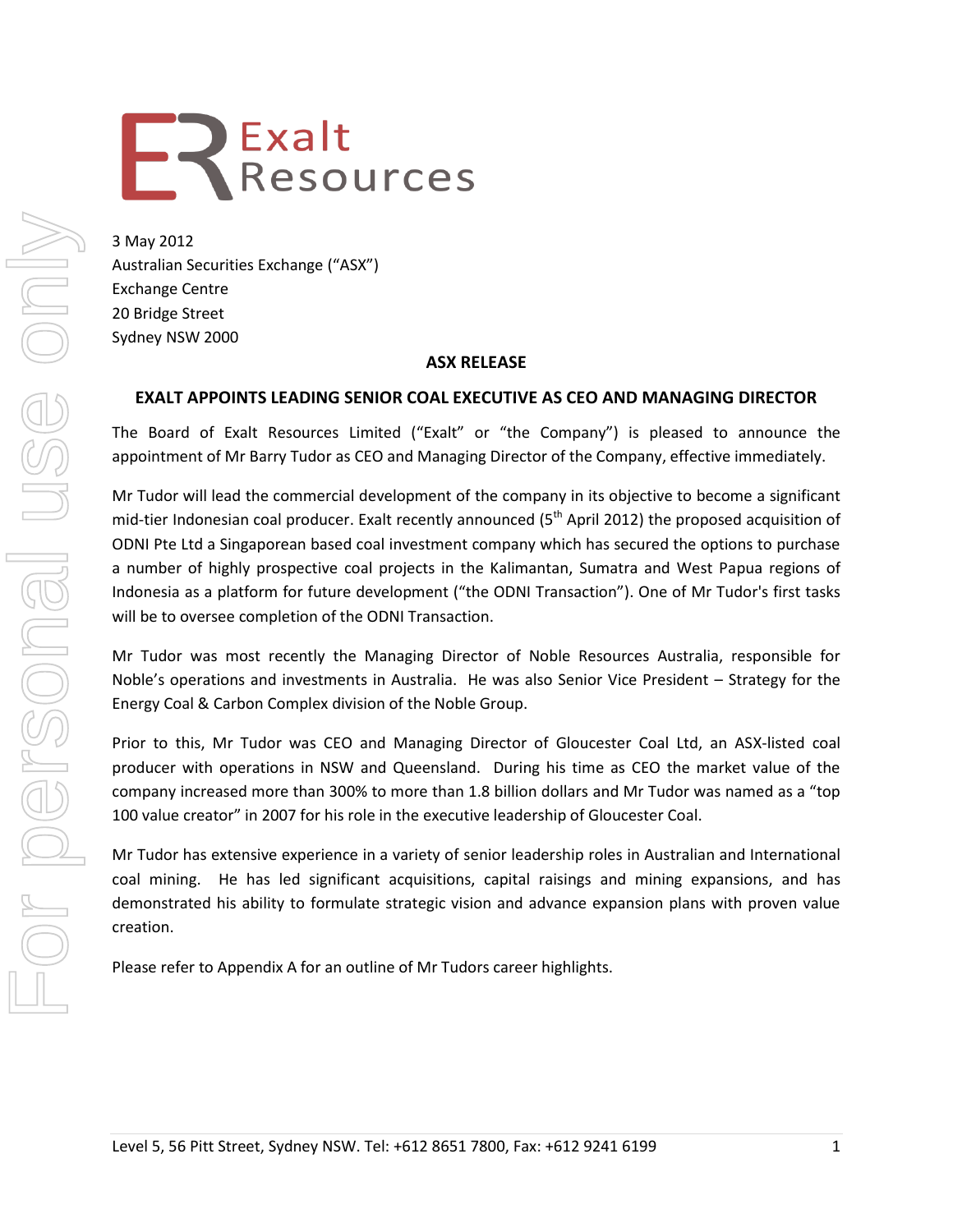Exalt Resources

3 May 2012
Australian Securities Exchange ("ASX")
Exchange Centre
20 Bridge Street
Sydney NSW 2000

## ASX RELEASE

## EXALT APPOINTS LEADING SENIOR COAL EXECUTIVE AS CEO AND MANAGING DIRECTOR

The Board of Exalt Resources Limited ("Exalt" or "the Company") is pleased to announce the appointment of Mr Barry Tudor as CEO and Managing Director of the Company, effective immediately.

Mr Tudor will lead the commercial development of the company in its objective to become a significant mid-tier Indonesian coal producer. Exalt recently announced (5th April 2012) the proposed acquisition of ODNI Pte Ltd a Singaporean based coal investment company which has secured the options to purchase a number of highly prospective coal projects in the Kalimantan, Sumatra and West Papua regions of Indonesia as a platform for future development ("the ODNI Transaction"). One of Mr Tudor's first tasks will be to oversee completion of the ODNI Transaction.

Mr Tudor was most recently the Managing Director of Noble Resources Australia, responsible for Noble's operations and investments in Australia. He was also Senior Vice President – Strategy for the Energy Coal & Carbon Complex division of the Noble Group.

Prior to this, Mr Tudor was CEO and Managing Director of Gloucester Coal Ltd, an ASX-listed coal producer with operations in NSW and Queensland. During his time as CEO the market value of the company increased more than 300% to more than 1.8 billion dollars and Mr Tudor was named as a "top 100 value creator" in 2007 for his role in the executive leadership of Gloucester Coal.

Mr Tudor has extensive experience in a variety of senior leadership roles in Australian and International coal mining. He has led significant acquisitions, capital raisings and mining expansions, and has demonstrated his ability to formulate strategic vision and advance expansion plans with proven value creation.

Please refer to Appendix A for an outline of Mr Tudors career highlights.

Level 5, 56 Pitt Street, Sydney NSW. Tel: +612 8651 7800, Fax: +612 9241 6199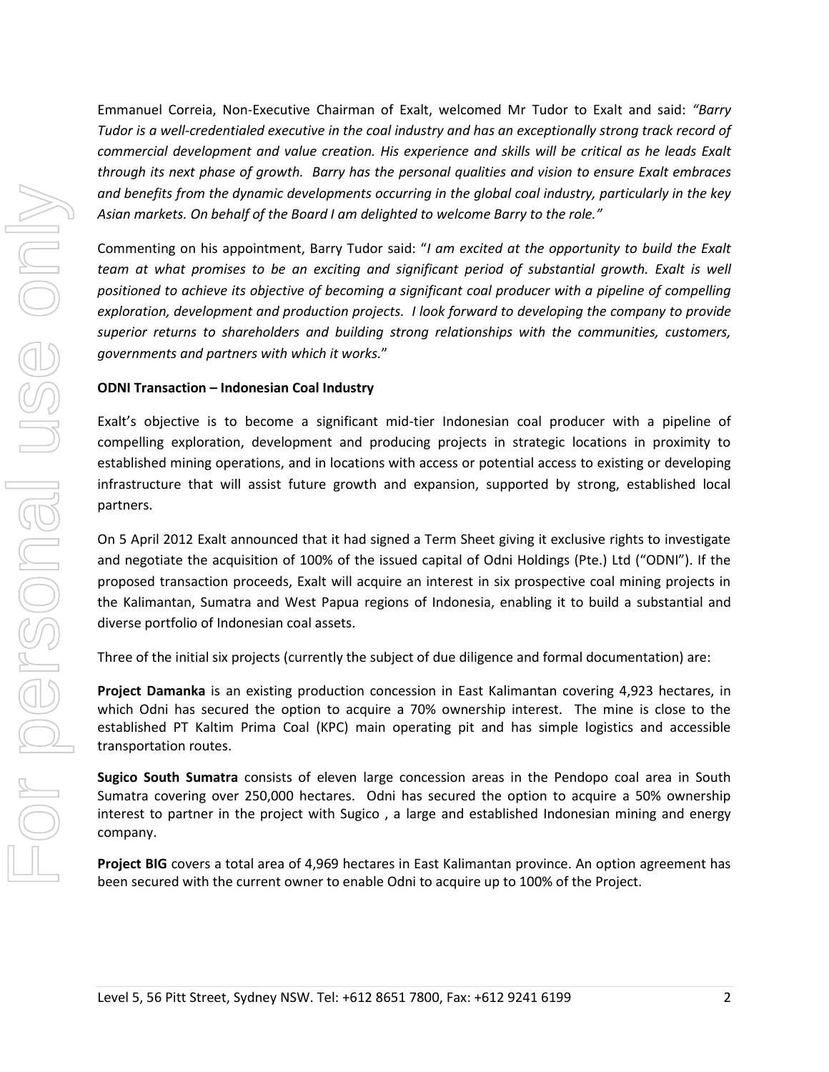Emmanuel Correia, Non-Executive Chairman of Exalt, welcomed Mr Tudor to Exalt and said: *"Barry Tudor is a well-credentialed executive in the coal industry and has an exceptionally strong track record of commercial development and value creation. His experience and skills will be critical as he leads Exalt through its next phase of growth. Barry has the personal qualities and vision to ensure Exalt embraces and benefits from the dynamic developments occurring in the global coal industry, particularly in the key Asian markets. On behalf of the Board I am delighted to welcome Barry to the role."*

Commenting on his appointment, Barry Tudor said: "*I am excited at the opportunity to build the Exalt team at what promises to be an exciting and significant period of substantial growth. Exalt is well positioned to achieve its objective of becoming a significant coal producer with a pipeline of compelling exploration, development and production projects. I look forward to developing the company to provide superior returns to shareholders and building strong relationships with the communities, customers, governments and partners with which it works.*"

**ODNI Transaction – Indonesian Coal Industry**

Exalt's objective is to become a significant mid-tier Indonesian coal producer with a pipeline of compelling exploration, development and producing projects in strategic locations in proximity to established mining operations, and in locations with access or potential access to existing or developing infrastructure that will assist future growth and expansion, supported by strong, established local partners.

On 5 April 2012 Exalt announced that it had signed a Term Sheet giving it exclusive rights to investigate and negotiate the acquisition of 100% of the issued capital of Odni Holdings (Pte.) Ltd ("ODNI"). If the proposed transaction proceeds, Exalt will acquire an interest in six prospective coal mining projects in the Kalimantan, Sumatra and West Papua regions of Indonesia, enabling it to build a substantial and diverse portfolio of Indonesian coal assets.

Three of the initial six projects (currently the subject of due diligence and formal documentation) are:

**Project Damanka** is an existing production concession in East Kalimantan covering 4,923 hectares, in which Odni has secured the option to acquire a 70% ownership interest. The mine is close to the established PT Kaltim Prima Coal (KPC) main operating pit and has simple logistics and accessible transportation routes.

**Sugico South Sumatra** consists of eleven large concession areas in the Pendopo coal area in South Sumatra covering over 250,000 hectares. Odni has secured the option to acquire a 50% ownership interest to partner in the project with Sugico , a large and established Indonesian mining and energy company.

**Project BIG** covers a total area of 4,969 hectares in East Kalimantan province. An option agreement has been secured with the current owner to enable Odni to acquire up to 100% of the Project.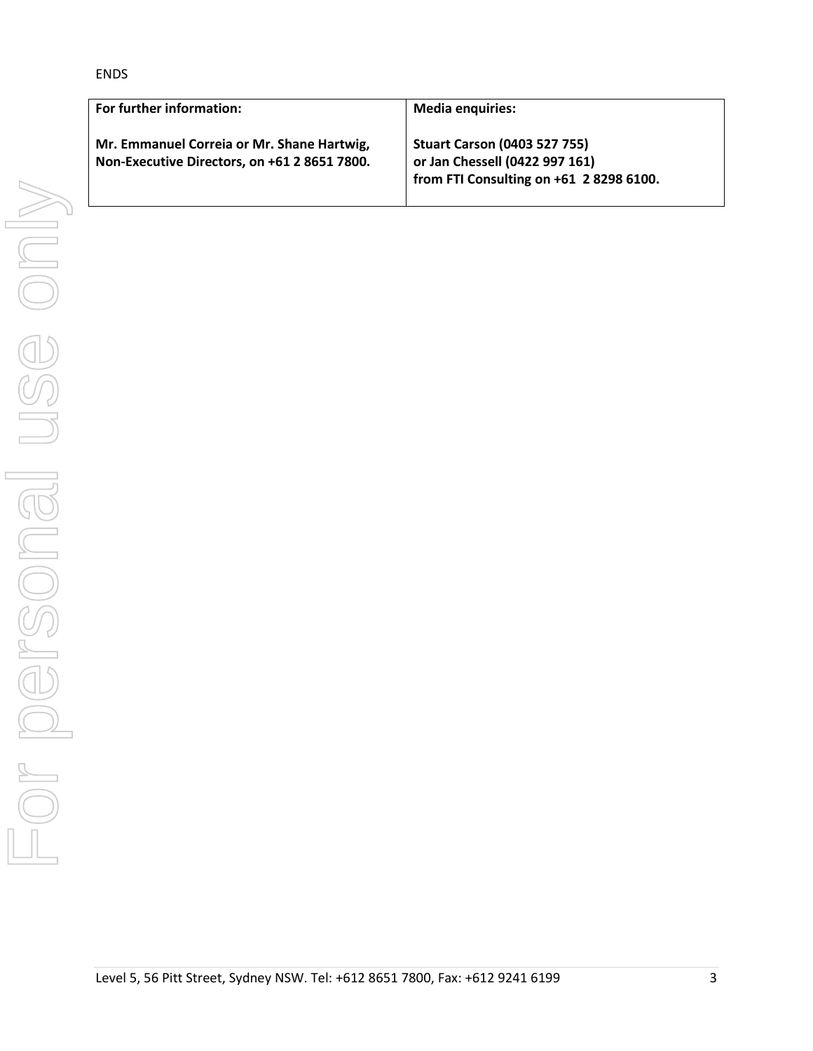ENDS

| **For further information:** | **Media enquiries:** |
| --- | --- |
| **Mr. Emmanuel Correia or Mr. Shane Hartwig, Non-Executive Directors, on +61 2 8651 7800.** | **Stuart Carson (0403 527 755) or Jan Chessell (0422 997 161) from FTI Consulting on +61 2 8298 6100.** |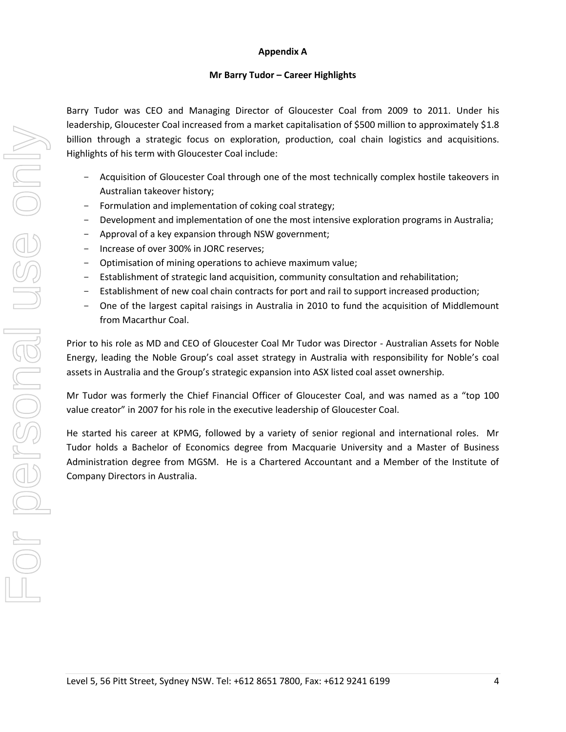**Appendix A**

**Mr Barry Tudor – Career Highlights**

Barry Tudor was CEO and Managing Director of Gloucester Coal from 2009 to 2011. Under his leadership, Gloucester Coal increased from a market capitalisation of $500 million to approximately $1.8 billion through a strategic focus on exploration, production, coal chain logistics and acquisitions. Highlights of his term with Gloucester Coal include:

- Acquisition of Gloucester Coal through one of the most technically complex hostile takeovers in Australian takeover history;
- Formulation and implementation of coking coal strategy;
- Development and implementation of one the most intensive exploration programs in Australia;
- Approval of a key expansion through NSW government;
- Increase of over 300% in JORC reserves;
- Optimisation of mining operations to achieve maximum value;
- Establishment of strategic land acquisition, community consultation and rehabilitation;
- Establishment of new coal chain contracts for port and rail to support increased production;
- One of the largest capital raisings in Australia in 2010 to fund the acquisition of Middlemount from Macarthur Coal.

Prior to his role as MD and CEO of Gloucester Coal Mr Tudor was Director - Australian Assets for Noble Energy, leading the Noble Group's coal asset strategy in Australia with responsibility for Noble's coal assets in Australia and the Group's strategic expansion into ASX listed coal asset ownership.

Mr Tudor was formerly the Chief Financial Officer of Gloucester Coal, and was named as a "top 100 value creator" in 2007 for his role in the executive leadership of Gloucester Coal.

He started his career at KPMG, followed by a variety of senior regional and international roles. Mr Tudor holds a Bachelor of Economics degree from Macquarie University and a Master of Business Administration degree from MGSM. He is a Chartered Accountant and a Member of the Institute of Company Directors in Australia.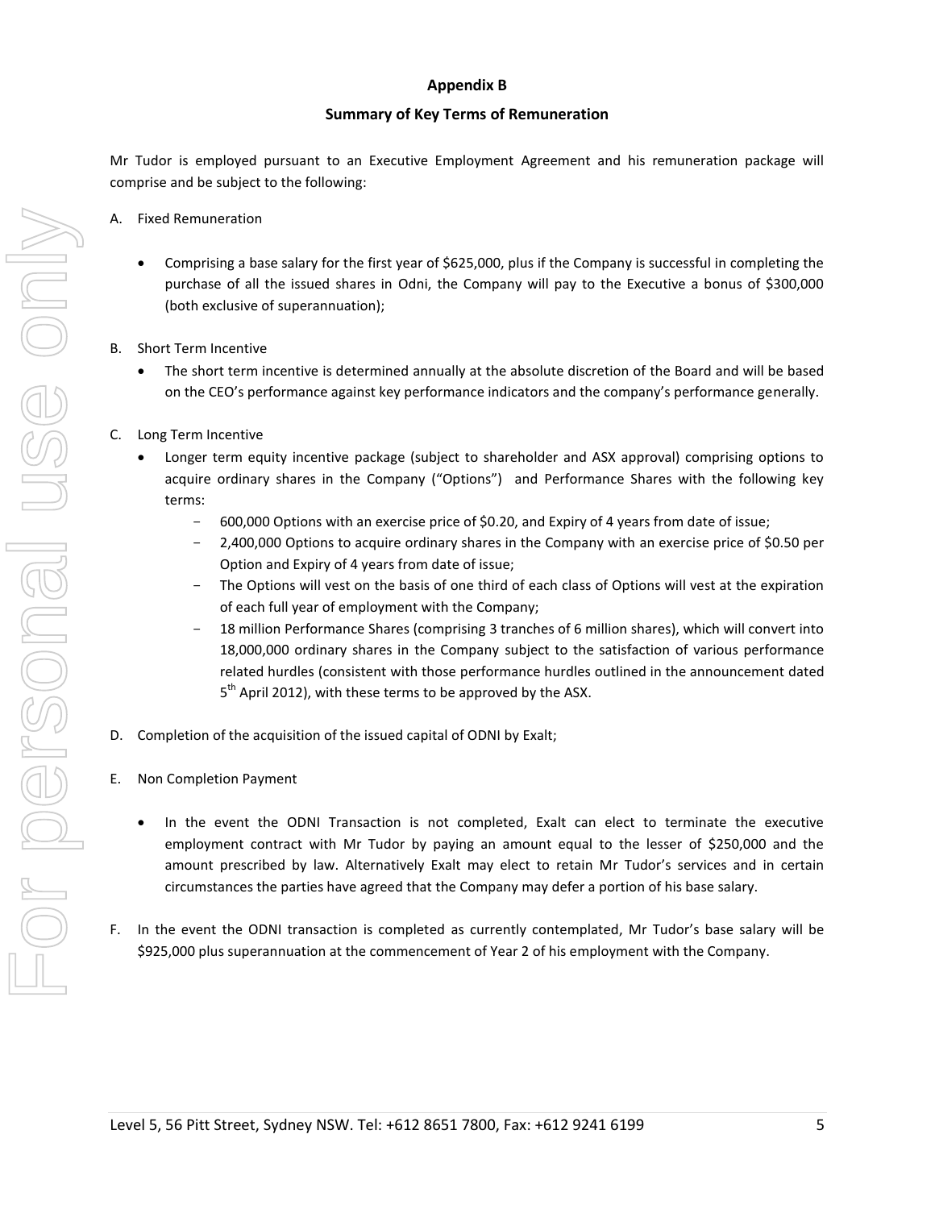# Appendix B

## Summary of Key Terms of Remuneration

Mr Tudor is employed pursuant to an Executive Employment Agreement and his remuneration package will comprise and be subject to the following:

A. Fixed Remuneration

- Comprising a base salary for the first year of $625,000, plus if the Company is successful in completing the purchase of all the issued shares in Odni, the Company will pay to the Executive a bonus of $300,000 (both exclusive of superannuation);

B. Short Term Incentive

- The short term incentive is determined annually at the absolute discretion of the Board and will be based on the CEO's performance against key performance indicators and the company's performance generally.

C. Long Term Incentive

- Longer term equity incentive package (subject to shareholder and ASX approval) comprising options to acquire ordinary shares in the Company ("Options") and Performance Shares with the following key terms:
  - 600,000 Options with an exercise price of $0.20, and Expiry of 4 years from date of issue;
  - 2,400,000 Options to acquire ordinary shares in the Company with an exercise price of $0.50 per Option and Expiry of 4 years from date of issue;
  - The Options will vest on the basis of one third of each class of Options will vest at the expiration of each full year of employment with the Company;
  - 18 million Performance Shares (comprising 3 tranches of 6 million shares), which will convert into 18,000,000 ordinary shares in the Company subject to the satisfaction of various performance related hurdles (consistent with those performance hurdles outlined in the announcement dated 5th April 2012), with these terms to be approved by the ASX.

D. Completion of the acquisition of the issued capital of ODNI by Exalt;

E. Non Completion Payment

- In the event the ODNI Transaction is not completed, Exalt can elect to terminate the executive employment contract with Mr Tudor by paying an amount equal to the lesser of $250,000 and the amount prescribed by law. Alternatively Exalt may elect to retain Mr Tudor's services and in certain circumstances the parties have agreed that the Company may defer a portion of his base salary.

F. In the event the ODNI transaction is completed as currently contemplated, Mr Tudor's base salary will be $925,000 plus superannuation at the commencement of Year 2 of his employment with the Company.